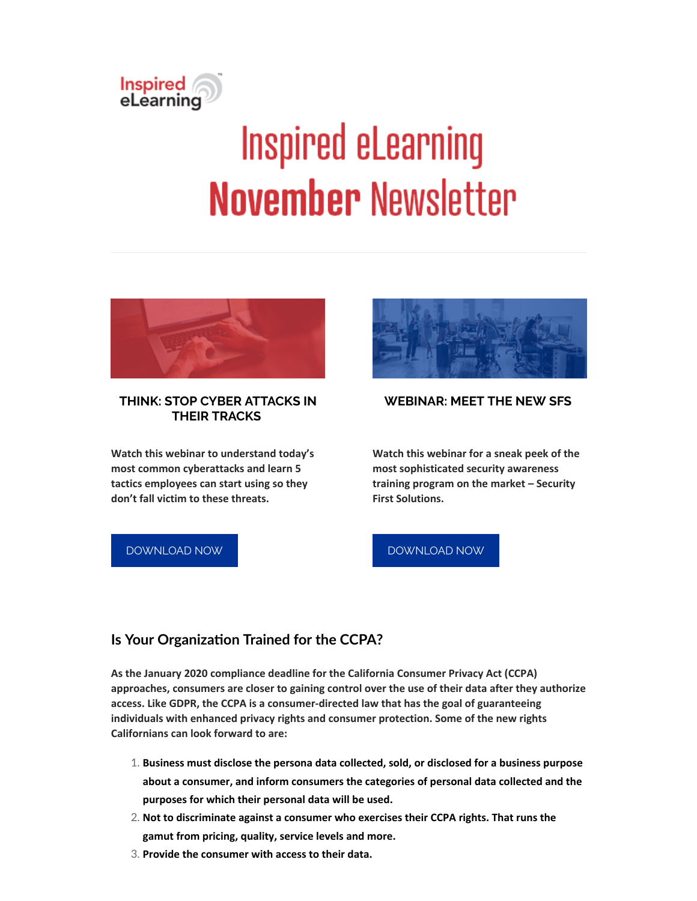Inspired eLearning

# Inspired eLearning November Newsletter

---

### THINK: STOP CYBER ATTACKS IN THEIR TRACKS

**Watch this webinar to understand today's most common cyberattacks and learn 5 tactics employees can start using so they don't fall victim to these threats.**

DOWNLOAD NOW

### WEBINAR: MEET THE NEW SFS

**Watch this webinar for a sneak peek of the most sophisticated security awareness training program on the market – Security First Solutions.**

DOWNLOAD NOW

## Is Your Organization Trained for the CCPA?

**As the January 2020 compliance deadline for the California Consumer Privacy Act (CCPA) approaches, consumers are closer to gaining control over the use of their data after they authorize access. Like GDPR, the CCPA is a consumer-directed law that has the goal of guaranteeing individuals with enhanced privacy rights and consumer protection. Some of the new rights Californians can look forward to are:**

1. **Business must disclose the persona data collected, sold, or disclosed for a business purpose about a consumer, and inform consumers the categories of personal data collected and the purposes for which their personal data will be used.**
2. **Not to discriminate against a consumer who exercises their CCPA rights. That runs the gamut from pricing, quality, service levels and more.**
3. **Provide the consumer with access to their data.**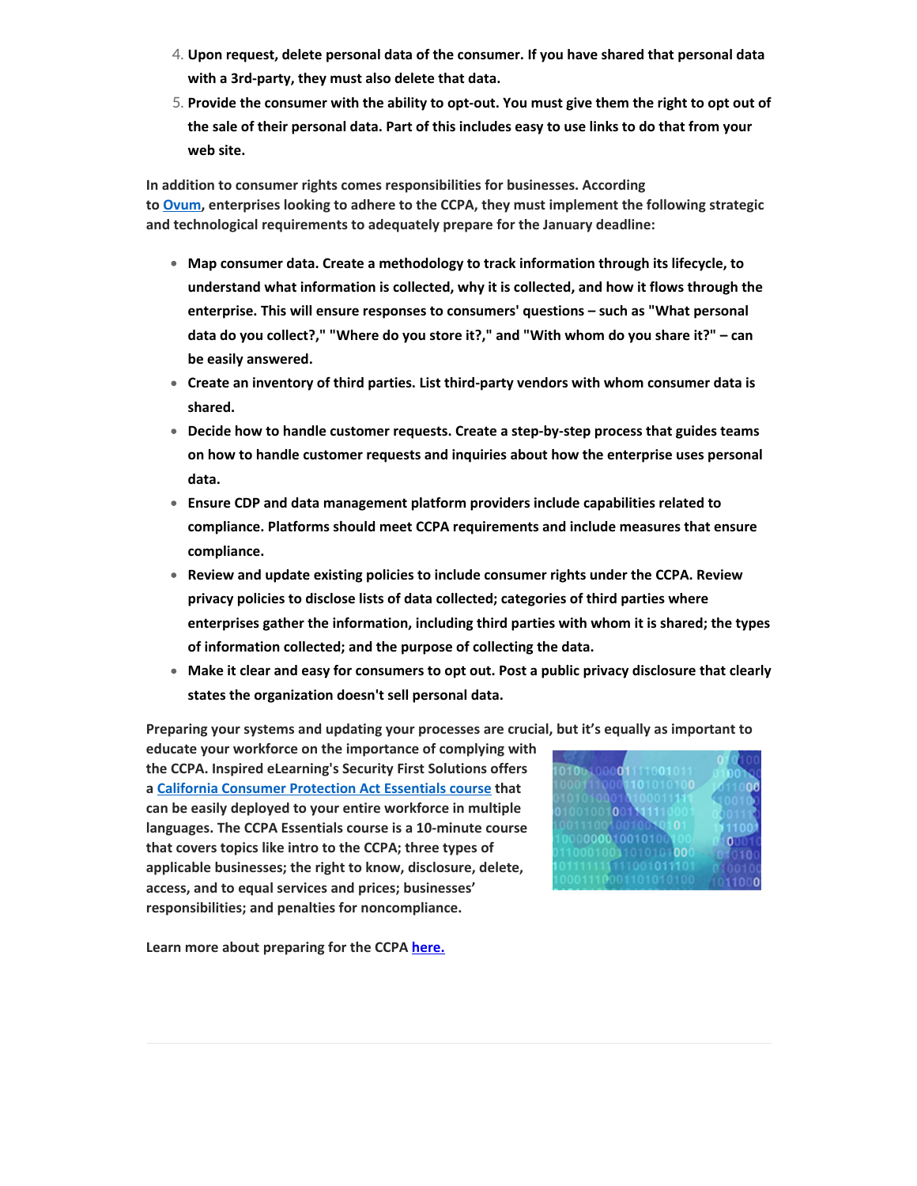4. **Upon request, delete personal data of the consumer. If you have shared that personal data with a 3rd-party, they must also delete that data.**
5. **Provide the consumer with the ability to opt-out. You must give them the right to opt out of the sale of their personal data. Part of this includes easy to use links to do that from your web site.**

**In addition to consumer rights comes responsibilities for businesses. According to [Ovum](), enterprises looking to adhere to the CCPA, they must implement the following strategic and technological requirements to adequately prepare for the January deadline:**

- **Map consumer data. Create a methodology to track information through its lifecycle, to understand what information is collected, why it is collected, and how it flows through the enterprise. This will ensure responses to consumers' questions – such as "What personal data do you collect?," "Where do you store it?," and "With whom do you share it?" – can be easily answered.**
- **Create an inventory of third parties. List third-party vendors with whom consumer data is shared.**
- **Decide how to handle customer requests. Create a step-by-step process that guides teams on how to handle customer requests and inquiries about how the enterprise uses personal data.**
- **Ensure CDP and data management platform providers include capabilities related to compliance. Platforms should meet CCPA requirements and include measures that ensure compliance.**
- **Review and update existing policies to include consumer rights under the CCPA. Review privacy policies to disclose lists of data collected; categories of third parties where enterprises gather the information, including third parties with whom it is shared; the types of information collected; and the purpose of collecting the data.**
- **Make it clear and easy for consumers to opt out. Post a public privacy disclosure that clearly states the organization doesn't sell personal data.**

**Preparing your systems and updating your processes are crucial, but it's equally as important to educate your workforce on the importance of complying with the CCPA. Inspired eLearning's Security First Solutions offers a [California Consumer Protection Act Essentials course]() that can be easily deployed to your entire workforce in multiple languages. The CCPA Essentials course is a 10-minute course that covers topics like intro to the CCPA; three types of applicable businesses; the right to know, disclosure, delete, access, and to equal services and prices; businesses' responsibilities; and penalties for noncompliance.**

**Learn more about preparing for the CCPA [here.]()**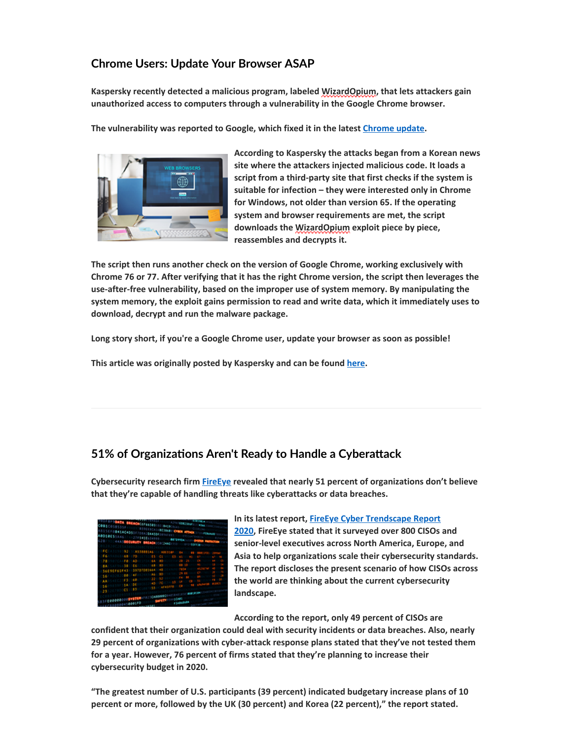## Chrome Users: Update Your Browser ASAP

**Kaspersky recently detected a malicious program, labeled WizardOpium, that lets attackers gain unauthorized access to computers through a vulnerability in the Google Chrome browser.**

**The vulnerability was reported to Google, which fixed it in the latest [Chrome update](#).**

**According to Kaspersky the attacks began from a Korean news site where the attackers injected malicious code. It loads a script from a third-party site that first checks if the system is suitable for infection – they were interested only in Chrome for Windows, not older than version 65. If the operating system and browser requirements are met, the script downloads the WizardOpium exploit piece by piece, reassembles and decrypts it.**

**The script then runs another check on the version of Google Chrome, working exclusively with Chrome 76 or 77. After verifying that it has the right Chrome version, the script then leverages the use-after-free vulnerability, based on the improper use of system memory. By manipulating the system memory, the exploit gains permission to read and write data, which it immediately uses to download, decrypt and run the malware package.**

**Long story short, if you're a Google Chrome user, update your browser as soon as possible!**

**This article was originally posted by Kaspersky and can be found [here](#).**

---

## 51% of Organizations Aren't Ready to Handle a Cyberattack

**Cybersecurity research firm [FireEye](#) revealed that nearly 51 percent of organizations don't believe that they're capable of handling threats like cyberattacks or data breaches.**

**In its latest report, [FireEye Cyber Trendscape Report 2020](#), FireEye stated that it surveyed over 800 CISOs and senior-level executives across North America, Europe, and Asia to help organizations scale their cybersecurity standards. The report discloses the present scenario of how CISOs across the world are thinking about the current cybersecurity landscape.**

**According to the report, only 49 percent of CISOs are confident that their organization could deal with security incidents or data breaches. Also, nearly 29 percent of organizations with cyber-attack response plans stated that they've not tested them for a year. However, 76 percent of firms stated that they're planning to increase their cybersecurity budget in 2020.**

**"The greatest number of U.S. participants (39 percent) indicated budgetary increase plans of 10 percent or more, followed by the UK (30 percent) and Korea (22 percent)," the report stated.**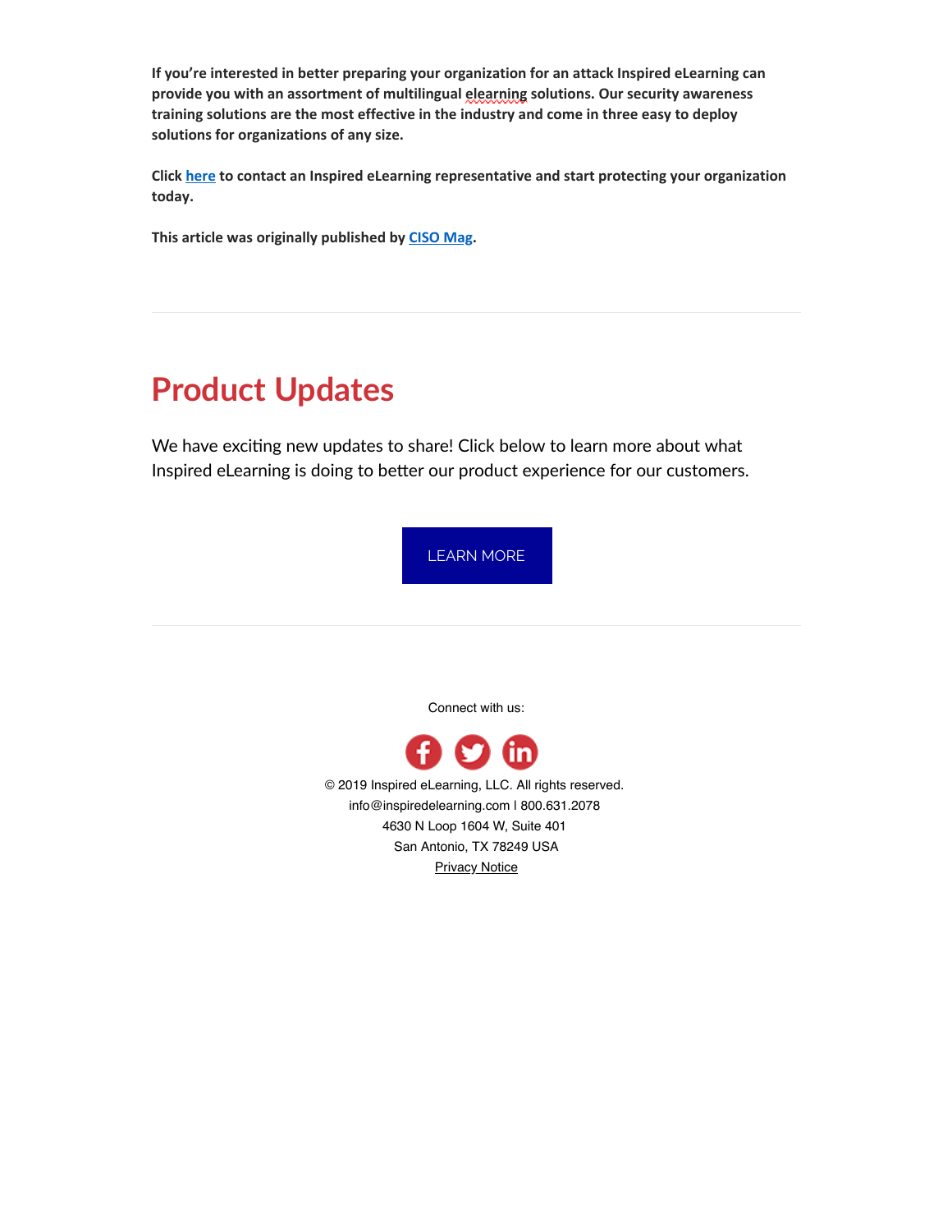**If you're interested in better preparing your organization for an attack Inspired eLearning can provide you with an assortment of multilingual elearning solutions. Our security awareness training solutions are the most effective in the industry and come in three easy to deploy solutions for organizations of any size.**

**Click here to contact an Inspired eLearning representative and start protecting your organization today.**

**This article was originally published by CISO Mag.**

---

# Product Updates

We have exciting new updates to share! Click below to learn more about what Inspired eLearning is doing to better our product experience for our customers.

LEARN MORE

---

Connect with us:

© 2019 Inspired eLearning, LLC. All rights reserved.
info@inspiredelearning.com I 800.631.2078
4630 N Loop 1604 W, Suite 401
San Antonio, TX 78249 USA
Privacy Notice